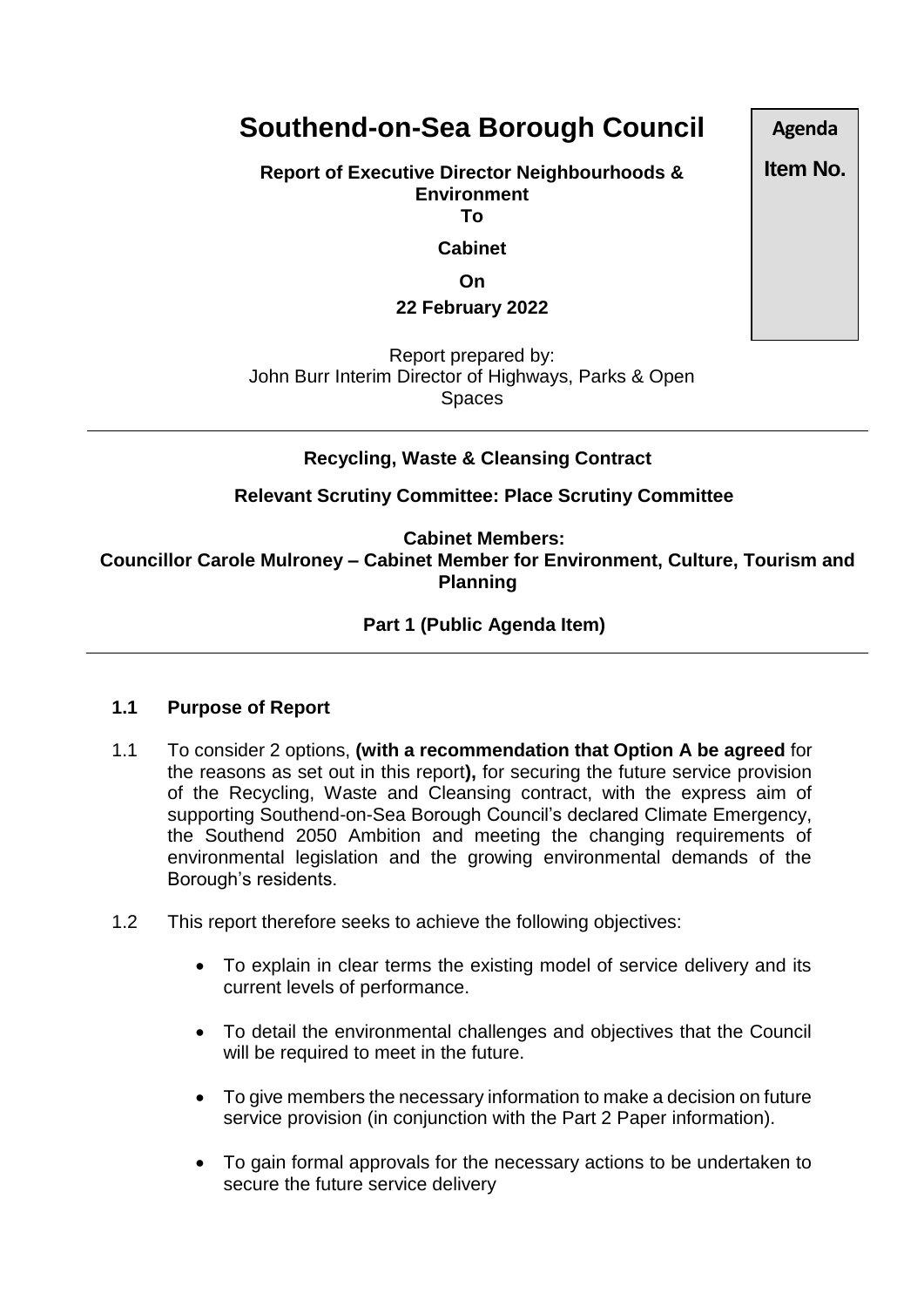# Southend-on-Sea Borough Council

**Agenda Item No.**

**Report of Executive Director Neighbourhoods & Environment**
**To**
**Cabinet**
**On**
**22 February 2022**

Report prepared by:
John Burr Interim Director of Highways, Parks & Open Spaces

---

**Recycling, Waste & Cleansing Contract**

**Relevant Scrutiny Committee: Place Scrutiny Committee**

**Cabinet Members:**
**Councillor Carole Mulroney – Cabinet Member for Environment, Culture, Tourism and Planning**

**Part 1 (Public Agenda Item)**

---

### 1.1 Purpose of Report

1.1 To consider 2 options, **(with a recommendation that Option A be agreed** for the reasons as set out in this report**),** for securing the future service provision of the Recycling, Waste and Cleansing contract, with the express aim of supporting Southend-on-Sea Borough Council's declared Climate Emergency, the Southend 2050 Ambition and meeting the changing requirements of environmental legislation and the growing environmental demands of the Borough's residents.

1.2 This report therefore seeks to achieve the following objectives:

- To explain in clear terms the existing model of service delivery and its current levels of performance.
- To detail the environmental challenges and objectives that the Council will be required to meet in the future.
- To give members the necessary information to make a decision on future service provision (in conjunction with the Part 2 Paper information).
- To gain formal approvals for the necessary actions to be undertaken to secure the future service delivery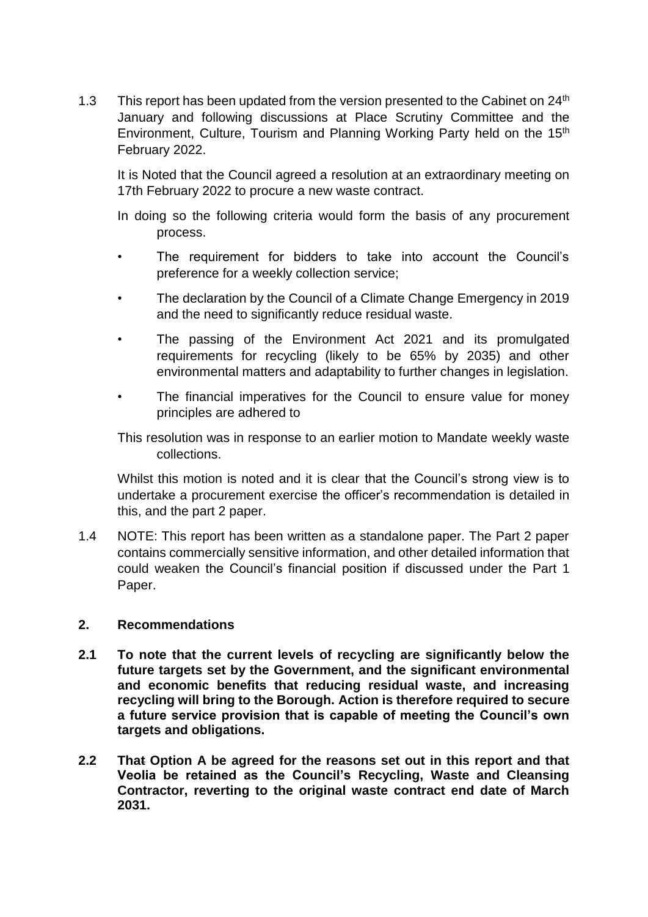1.3 This report has been updated from the version presented to the Cabinet on 24th January and following discussions at Place Scrutiny Committee and the Environment, Culture, Tourism and Planning Working Party held on the 15th February 2022.

It is Noted that the Council agreed a resolution at an extraordinary meeting on 17th February 2022 to procure a new waste contract.

In doing so the following criteria would form the basis of any procurement process.

- The requirement for bidders to take into account the Council's preference for a weekly collection service;
- The declaration by the Council of a Climate Change Emergency in 2019 and the need to significantly reduce residual waste.
- The passing of the Environment Act 2021 and its promulgated requirements for recycling (likely to be 65% by 2035) and other environmental matters and adaptability to further changes in legislation.
- The financial imperatives for the Council to ensure value for money principles are adhered to

This resolution was in response to an earlier motion to Mandate weekly waste collections.

Whilst this motion is noted and it is clear that the Council's strong view is to undertake a procurement exercise the officer's recommendation is detailed in this, and the part 2 paper.

1.4 NOTE: This report has been written as a standalone paper. The Part 2 paper contains commercially sensitive information, and other detailed information that could weaken the Council's financial position if discussed under the Part 1 Paper.

## 2. Recommendations

**2.1 To note that the current levels of recycling are significantly below the future targets set by the Government, and the significant environmental and economic benefits that reducing residual waste, and increasing recycling will bring to the Borough. Action is therefore required to secure a future service provision that is capable of meeting the Council's own targets and obligations.**

**2.2 That Option A be agreed for the reasons set out in this report and that Veolia be retained as the Council's Recycling, Waste and Cleansing Contractor, reverting to the original waste contract end date of March 2031.**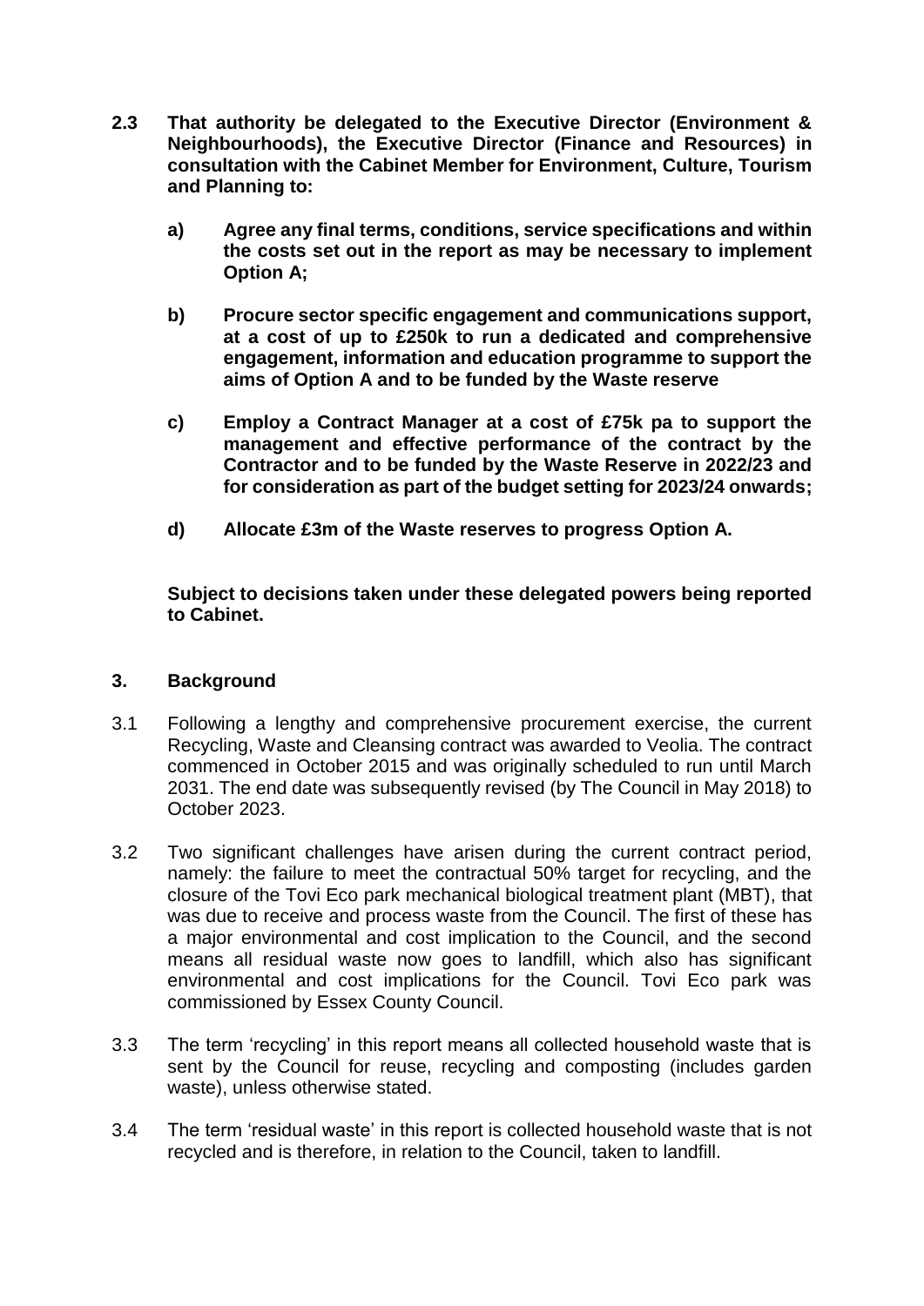**2.3 That authority be delegated to the Executive Director (Environment & Neighbourhoods), the Executive Director (Finance and Resources) in consultation with the Cabinet Member for Environment, Culture, Tourism and Planning to:**

**a) Agree any final terms, conditions, service specifications and within the costs set out in the report as may be necessary to implement Option A;**

**b) Procure sector specific engagement and communications support, at a cost of up to £250k to run a dedicated and comprehensive engagement, information and education programme to support the aims of Option A and to be funded by the Waste reserve**

**c) Employ a Contract Manager at a cost of £75k pa to support the management and effective performance of the contract by the Contractor and to be funded by the Waste Reserve in 2022/23 and for consideration as part of the budget setting for 2023/24 onwards;**

**d) Allocate £3m of the Waste reserves to progress Option A.**

**Subject to decisions taken under these delegated powers being reported to Cabinet.**

## 3. Background

3.1 Following a lengthy and comprehensive procurement exercise, the current Recycling, Waste and Cleansing contract was awarded to Veolia. The contract commenced in October 2015 and was originally scheduled to run until March 2031. The end date was subsequently revised (by The Council in May 2018) to October 2023.

3.2 Two significant challenges have arisen during the current contract period, namely: the failure to meet the contractual 50% target for recycling, and the closure of the Tovi Eco park mechanical biological treatment plant (MBT), that was due to receive and process waste from the Council. The first of these has a major environmental and cost implication to the Council, and the second means all residual waste now goes to landfill, which also has significant environmental and cost implications for the Council. Tovi Eco park was commissioned by Essex County Council.

3.3 The term 'recycling' in this report means all collected household waste that is sent by the Council for reuse, recycling and composting (includes garden waste), unless otherwise stated.

3.4 The term 'residual waste' in this report is collected household waste that is not recycled and is therefore, in relation to the Council, taken to landfill.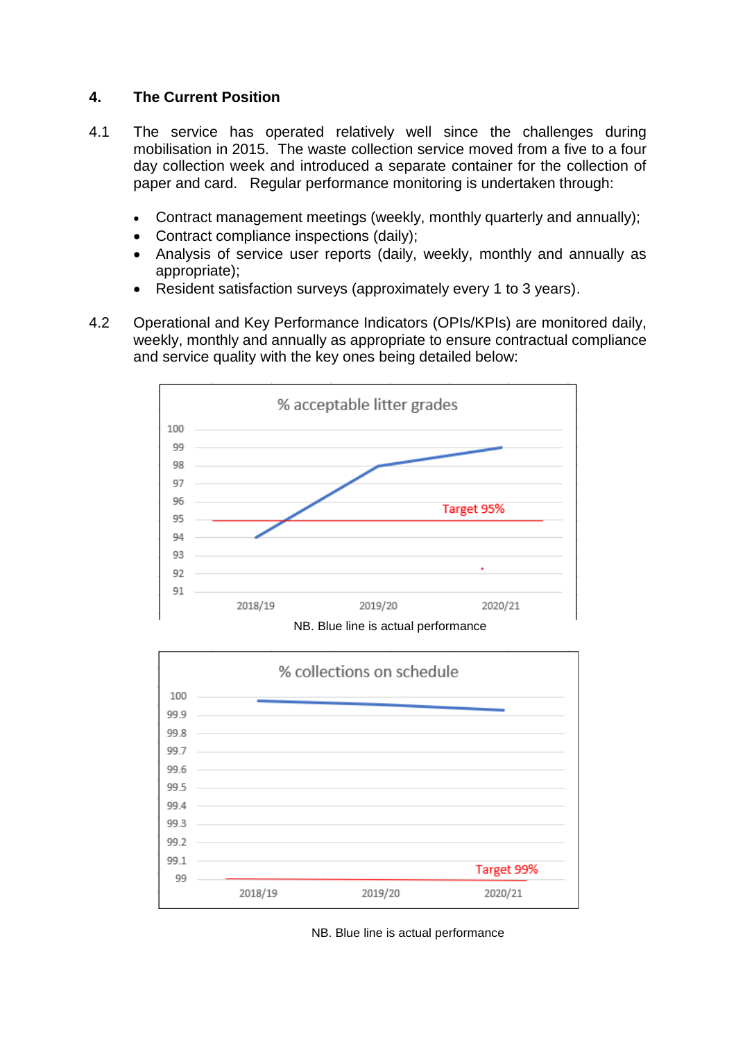## 4. The Current Position

4.1 The service has operated relatively well since the challenges during mobilisation in 2015. The waste collection service moved from a five to a four day collection week and introduced a separate container for the collection of paper and card. Regular performance monitoring is undertaken through:

- Contract management meetings (weekly, monthly quarterly and annually);
- Contract compliance inspections (daily);
- Analysis of service user reports (daily, weekly, monthly and annually as appropriate);
- Resident satisfaction surveys (approximately every 1 to 3 years).

4.2 Operational and Key Performance Indicators (OPIs/KPIs) are monitored daily, weekly, monthly and annually as appropriate to ensure contractual compliance and service quality with the key ones being detailed below:

% acceptable litter grades

NB. Blue line is actual performance

% collections on schedule

NB. Blue line is actual performance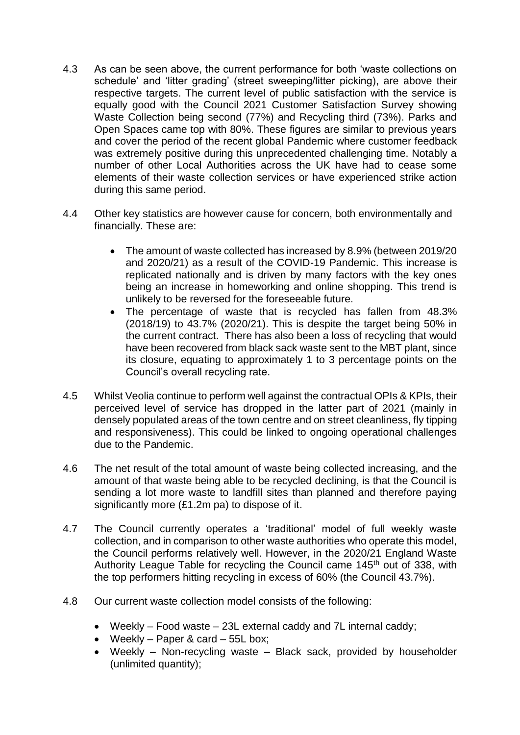4.3 As can be seen above, the current performance for both 'waste collections on schedule' and 'litter grading' (street sweeping/litter picking), are above their respective targets. The current level of public satisfaction with the service is equally good with the Council 2021 Customer Satisfaction Survey showing Waste Collection being second (77%) and Recycling third (73%). Parks and Open Spaces came top with 80%. These figures are similar to previous years and cover the period of the recent global Pandemic where customer feedback was extremely positive during this unprecedented challenging time. Notably a number of other Local Authorities across the UK have had to cease some elements of their waste collection services or have experienced strike action during this same period.

4.4 Other key statistics are however cause for concern, both environmentally and financially. These are:

- The amount of waste collected has increased by 8.9% (between 2019/20 and 2020/21) as a result of the COVID-19 Pandemic. This increase is replicated nationally and is driven by many factors with the key ones being an increase in homeworking and online shopping. This trend is unlikely to be reversed for the foreseeable future.
- The percentage of waste that is recycled has fallen from 48.3% (2018/19) to 43.7% (2020/21). This is despite the target being 50% in the current contract. There has also been a loss of recycling that would have been recovered from black sack waste sent to the MBT plant, since its closure, equating to approximately 1 to 3 percentage points on the Council's overall recycling rate.

4.5 Whilst Veolia continue to perform well against the contractual OPIs & KPIs, their perceived level of service has dropped in the latter part of 2021 (mainly in densely populated areas of the town centre and on street cleanliness, fly tipping and responsiveness). This could be linked to ongoing operational challenges due to the Pandemic.

4.6 The net result of the total amount of waste being collected increasing, and the amount of that waste being able to be recycled declining, is that the Council is sending a lot more waste to landfill sites than planned and therefore paying significantly more (£1.2m pa) to dispose of it.

4.7 The Council currently operates a 'traditional' model of full weekly waste collection, and in comparison to other waste authorities who operate this model, the Council performs relatively well. However, in the 2020/21 England Waste Authority League Table for recycling the Council came 145th out of 338, with the top performers hitting recycling in excess of 60% (the Council 43.7%).

4.8 Our current waste collection model consists of the following:

- Weekly – Food waste – 23L external caddy and 7L internal caddy;
- Weekly – Paper & card – 55L box;
- Weekly – Non-recycling waste – Black sack, provided by householder (unlimited quantity);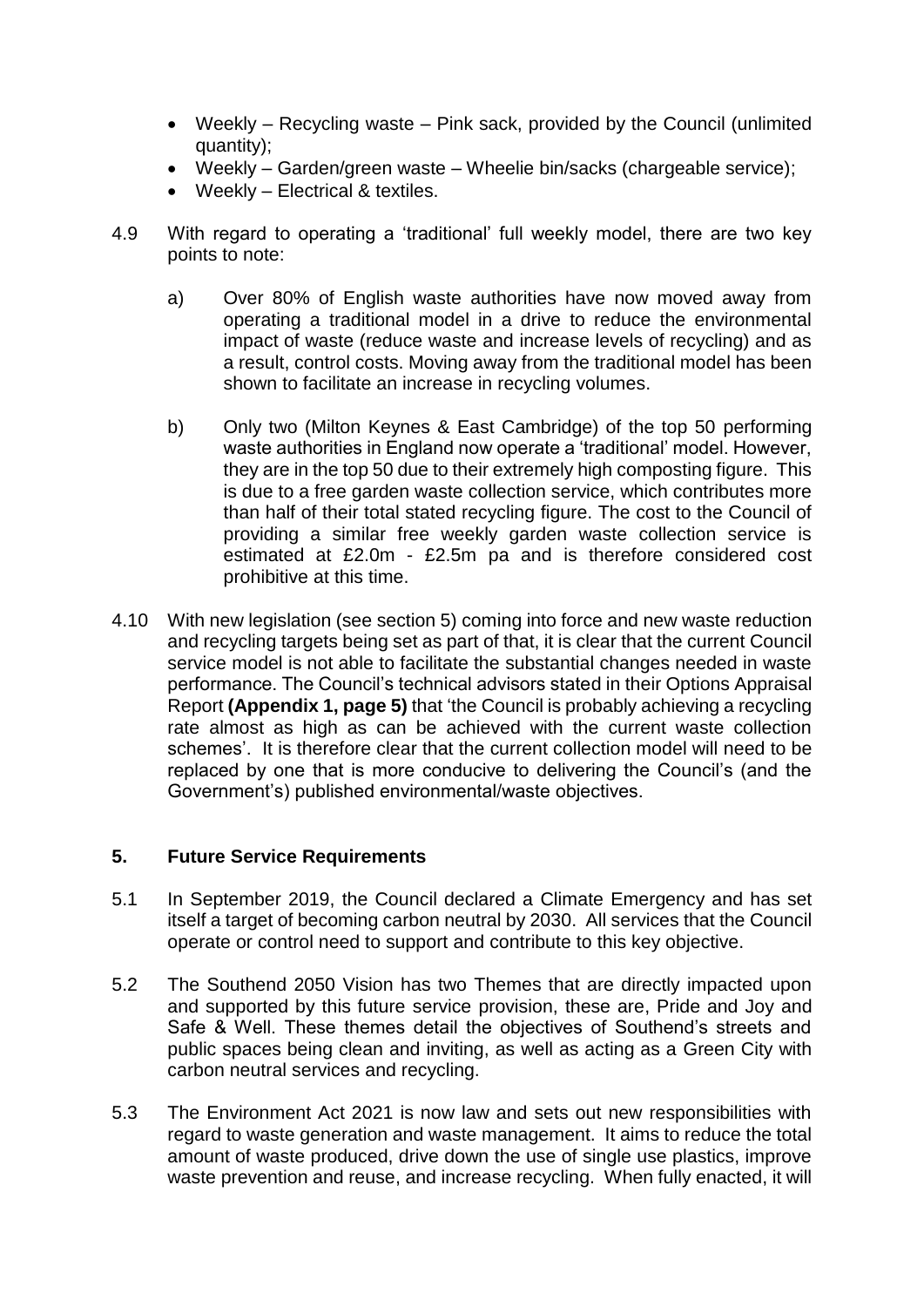- Weekly – Recycling waste – Pink sack, provided by the Council (unlimited quantity);
- Weekly – Garden/green waste – Wheelie bin/sacks (chargeable service);
- Weekly – Electrical & textiles.

4.9 With regard to operating a 'traditional' full weekly model, there are two key points to note:

a) Over 80% of English waste authorities have now moved away from operating a traditional model in a drive to reduce the environmental impact of waste (reduce waste and increase levels of recycling) and as a result, control costs. Moving away from the traditional model has been shown to facilitate an increase in recycling volumes.

b) Only two (Milton Keynes & East Cambridge) of the top 50 performing waste authorities in England now operate a 'traditional' model. However, they are in the top 50 due to their extremely high composting figure. This is due to a free garden waste collection service, which contributes more than half of their total stated recycling figure. The cost to the Council of providing a similar free weekly garden waste collection service is estimated at £2.0m - £2.5m pa and is therefore considered cost prohibitive at this time.

4.10 With new legislation (see section 5) coming into force and new waste reduction and recycling targets being set as part of that, it is clear that the current Council service model is not able to facilitate the substantial changes needed in waste performance. The Council's technical advisors stated in their Options Appraisal Report **(Appendix 1, page 5)** that 'the Council is probably achieving a recycling rate almost as high as can be achieved with the current waste collection schemes'. It is therefore clear that the current collection model will need to be replaced by one that is more conducive to delivering the Council's (and the Government's) published environmental/waste objectives.

## 5. Future Service Requirements

5.1 In September 2019, the Council declared a Climate Emergency and has set itself a target of becoming carbon neutral by 2030. All services that the Council operate or control need to support and contribute to this key objective.

5.2 The Southend 2050 Vision has two Themes that are directly impacted upon and supported by this future service provision, these are, Pride and Joy and Safe & Well. These themes detail the objectives of Southend's streets and public spaces being clean and inviting, as well as acting as a Green City with carbon neutral services and recycling.

5.3 The Environment Act 2021 is now law and sets out new responsibilities with regard to waste generation and waste management. It aims to reduce the total amount of waste produced, drive down the use of single use plastics, improve waste prevention and reuse, and increase recycling. When fully enacted, it will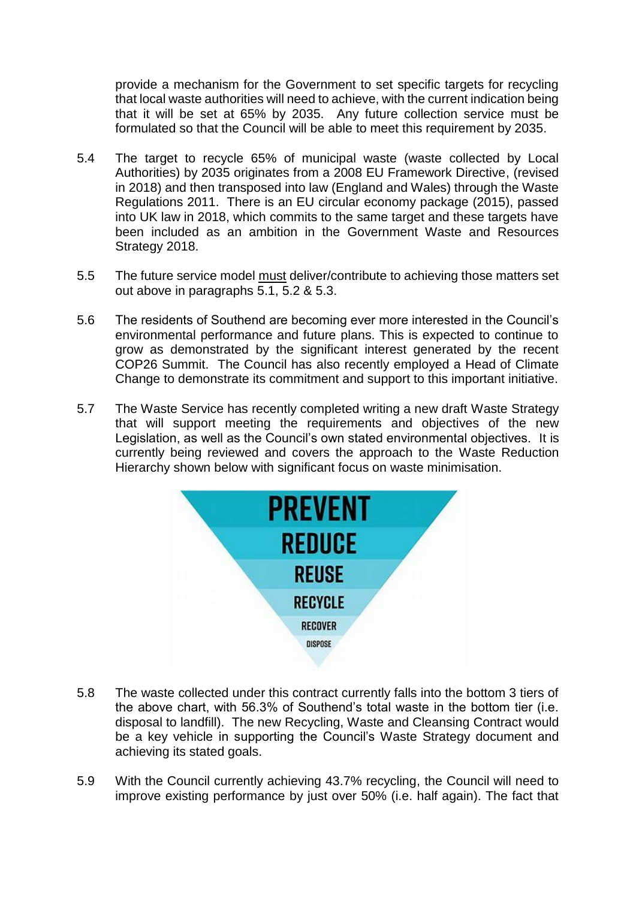provide a mechanism for the Government to set specific targets for recycling that local waste authorities will need to achieve, with the current indication being that it will be set at 65% by 2035. Any future collection service must be formulated so that the Council will be able to meet this requirement by 2035.

5.4 The target to recycle 65% of municipal waste (waste collected by Local Authorities) by 2035 originates from a 2008 EU Framework Directive, (revised in 2018) and then transposed into law (England and Wales) through the Waste Regulations 2011. There is an EU circular economy package (2015), passed into UK law in 2018, which commits to the same target and these targets have been included as an ambition in the Government Waste and Resources Strategy 2018.

5.5 The future service model must deliver/contribute to achieving those matters set out above in paragraphs 5.1, 5.2 & 5.3.

5.6 The residents of Southend are becoming ever more interested in the Council's environmental performance and future plans. This is expected to continue to grow as demonstrated by the significant interest generated by the recent COP26 Summit. The Council has also recently employed a Head of Climate Change to demonstrate its commitment and support to this important initiative.

5.7 The Waste Service has recently completed writing a new draft Waste Strategy that will support meeting the requirements and objectives of the new Legislation, as well as the Council's own stated environmental objectives. It is currently being reviewed and covers the approach to the Waste Reduction Hierarchy shown below with significant focus on waste minimisation.

PREVENT
REDUCE
REUSE
RECYCLE
RECOVER
DISPOSE

5.8 The waste collected under this contract currently falls into the bottom 3 tiers of the above chart, with 56.3% of Southend's total waste in the bottom tier (i.e. disposal to landfill). The new Recycling, Waste and Cleansing Contract would be a key vehicle in supporting the Council's Waste Strategy document and achieving its stated goals.

5.9 With the Council currently achieving 43.7% recycling, the Council will need to improve existing performance by just over 50% (i.e. half again). The fact that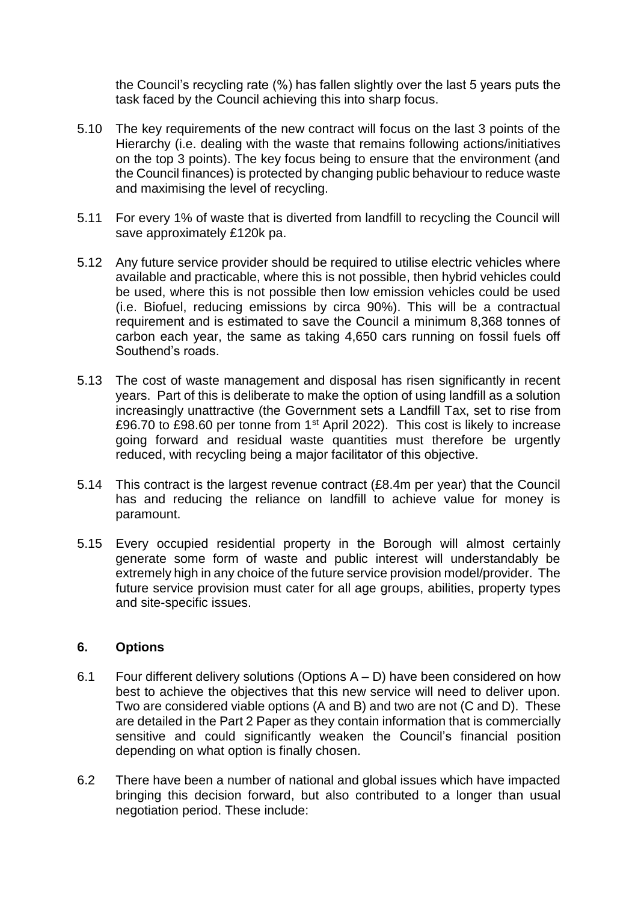the Council's recycling rate (%) has fallen slightly over the last 5 years puts the task faced by the Council achieving this into sharp focus.

5.10 The key requirements of the new contract will focus on the last 3 points of the Hierarchy (i.e. dealing with the waste that remains following actions/initiatives on the top 3 points). The key focus being to ensure that the environment (and the Council finances) is protected by changing public behaviour to reduce waste and maximising the level of recycling.

5.11 For every 1% of waste that is diverted from landfill to recycling the Council will save approximately £120k pa.

5.12 Any future service provider should be required to utilise electric vehicles where available and practicable, where this is not possible, then hybrid vehicles could be used, where this is not possible then low emission vehicles could be used (i.e. Biofuel, reducing emissions by circa 90%). This will be a contractual requirement and is estimated to save the Council a minimum 8,368 tonnes of carbon each year, the same as taking 4,650 cars running on fossil fuels off Southend's roads.

5.13 The cost of waste management and disposal has risen significantly in recent years. Part of this is deliberate to make the option of using landfill as a solution increasingly unattractive (the Government sets a Landfill Tax, set to rise from £96.70 to £98.60 per tonne from 1st April 2022). This cost is likely to increase going forward and residual waste quantities must therefore be urgently reduced, with recycling being a major facilitator of this objective.

5.14 This contract is the largest revenue contract (£8.4m per year) that the Council has and reducing the reliance on landfill to achieve value for money is paramount.

5.15 Every occupied residential property in the Borough will almost certainly generate some form of waste and public interest will understandably be extremely high in any choice of the future service provision model/provider. The future service provision must cater for all age groups, abilities, property types and site-specific issues.

## 6. Options

6.1 Four different delivery solutions (Options A – D) have been considered on how best to achieve the objectives that this new service will need to deliver upon. Two are considered viable options (A and B) and two are not (C and D). These are detailed in the Part 2 Paper as they contain information that is commercially sensitive and could significantly weaken the Council's financial position depending on what option is finally chosen.

6.2 There have been a number of national and global issues which have impacted bringing this decision forward, but also contributed to a longer than usual negotiation period. These include: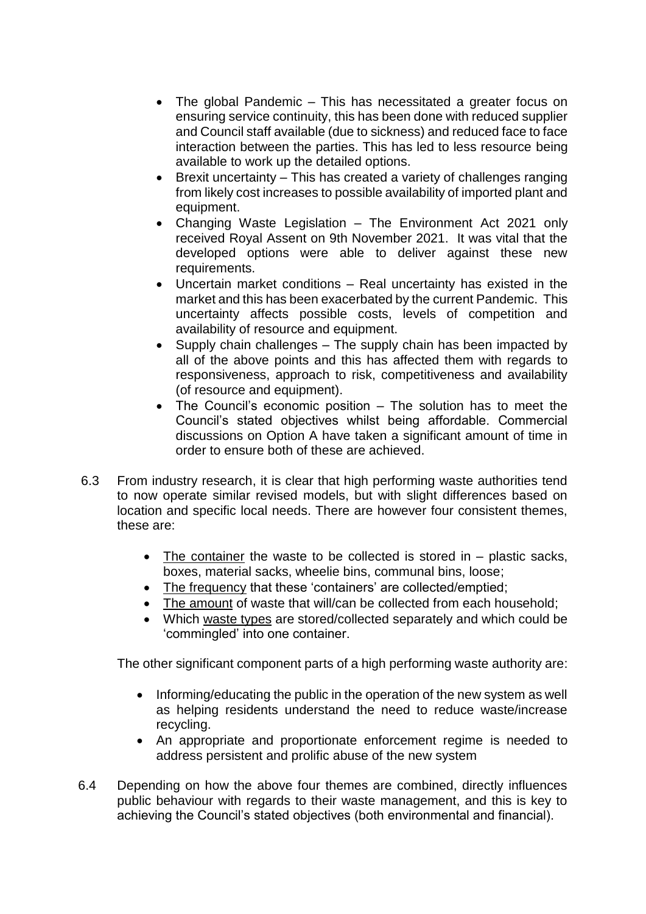- The global Pandemic – This has necessitated a greater focus on ensuring service continuity, this has been done with reduced supplier and Council staff available (due to sickness) and reduced face to face interaction between the parties. This has led to less resource being available to work up the detailed options.
- Brexit uncertainty – This has created a variety of challenges ranging from likely cost increases to possible availability of imported plant and equipment.
- Changing Waste Legislation – The Environment Act 2021 only received Royal Assent on 9th November 2021. It was vital that the developed options were able to deliver against these new requirements.
- Uncertain market conditions – Real uncertainty has existed in the market and this has been exacerbated by the current Pandemic. This uncertainty affects possible costs, levels of competition and availability of resource and equipment.
- Supply chain challenges – The supply chain has been impacted by all of the above points and this has affected them with regards to responsiveness, approach to risk, competitiveness and availability (of resource and equipment).
- The Council's economic position – The solution has to meet the Council's stated objectives whilst being affordable. Commercial discussions on Option A have taken a significant amount of time in order to ensure both of these are achieved.

6.3 From industry research, it is clear that high performing waste authorities tend to now operate similar revised models, but with slight differences based on location and specific local needs. There are however four consistent themes, these are:

- <u>The container</u> the waste to be collected is stored in – plastic sacks, boxes, material sacks, wheelie bins, communal bins, loose;
- <u>The frequency</u> that these 'containers' are collected/emptied;
- <u>The amount</u> of waste that will/can be collected from each household;
- Which <u>waste types</u> are stored/collected separately and which could be 'commingled' into one container.

The other significant component parts of a high performing waste authority are:

- Informing/educating the public in the operation of the new system as well as helping residents understand the need to reduce waste/increase recycling.
- An appropriate and proportionate enforcement regime is needed to address persistent and prolific abuse of the new system

6.4 Depending on how the above four themes are combined, directly influences public behaviour with regards to their waste management, and this is key to achieving the Council's stated objectives (both environmental and financial).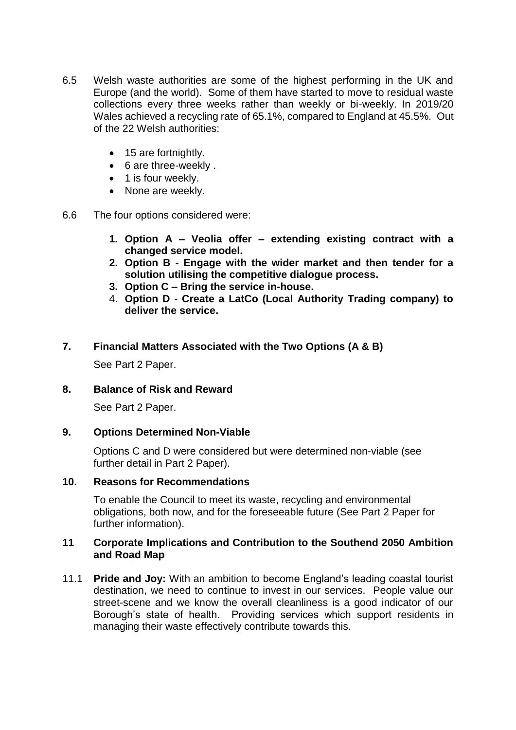6.5 Welsh waste authorities are some of the highest performing in the UK and Europe (and the world). Some of them have started to move to residual waste collections every three weeks rather than weekly or bi-weekly. In 2019/20 Wales achieved a recycling rate of 65.1%, compared to England at 45.5%. Out of the 22 Welsh authorities:

- 15 are fortnightly.
- 6 are three-weekly .
- 1 is four weekly.
- None are weekly.

6.6 The four options considered were:

1. **Option A – Veolia offer – extending existing contract with a changed service model.**
2. **Option B - Engage with the wider market and then tender for a solution utilising the competitive dialogue process.**
3. **Option C – Bring the service in-house.**
4. **Option D - Create a LatCo (Local Authority Trading company) to deliver the service.**

## 7. Financial Matters Associated with the Two Options (A & B)

See Part 2 Paper.

## 8. Balance of Risk and Reward

See Part 2 Paper.

## 9. Options Determined Non-Viable

Options C and D were considered but were determined non-viable (see further detail in Part 2 Paper).

## 10. Reasons for Recommendations

To enable the Council to meet its waste, recycling and environmental obligations, both now, and for the foreseeable future (See Part 2 Paper for further information).

## 11 Corporate Implications and Contribution to the Southend 2050 Ambition and Road Map

11.1 **Pride and Joy:** With an ambition to become England's leading coastal tourist destination, we need to continue to invest in our services. People value our street-scene and we know the overall cleanliness is a good indicator of our Borough's state of health. Providing services which support residents in managing their waste effectively contribute towards this.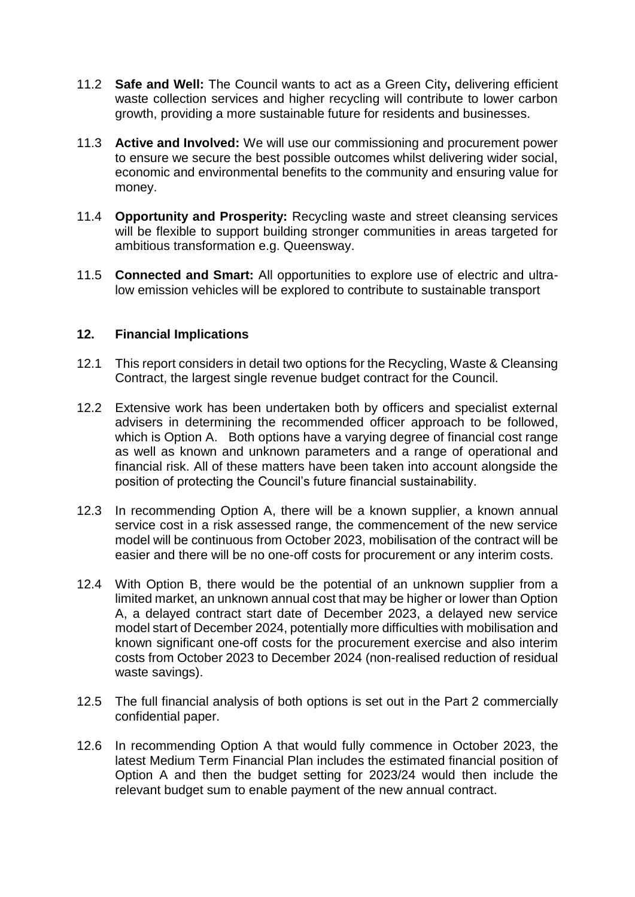11.2 **Safe and Well:** The Council wants to act as a Green City**,** delivering efficient waste collection services and higher recycling will contribute to lower carbon growth, providing a more sustainable future for residents and businesses.

11.3 **Active and Involved:** We will use our commissioning and procurement power to ensure we secure the best possible outcomes whilst delivering wider social, economic and environmental benefits to the community and ensuring value for money.

11.4 **Opportunity and Prosperity:** Recycling waste and street cleansing services will be flexible to support building stronger communities in areas targeted for ambitious transformation e.g. Queensway.

11.5 **Connected and Smart:** All opportunities to explore use of electric and ultra-low emission vehicles will be explored to contribute to sustainable transport

## 12. Financial Implications

12.1 This report considers in detail two options for the Recycling, Waste & Cleansing Contract, the largest single revenue budget contract for the Council.

12.2 Extensive work has been undertaken both by officers and specialist external advisers in determining the recommended officer approach to be followed, which is Option A. Both options have a varying degree of financial cost range as well as known and unknown parameters and a range of operational and financial risk. All of these matters have been taken into account alongside the position of protecting the Council's future financial sustainability.

12.3 In recommending Option A, there will be a known supplier, a known annual service cost in a risk assessed range, the commencement of the new service model will be continuous from October 2023, mobilisation of the contract will be easier and there will be no one-off costs for procurement or any interim costs.

12.4 With Option B, there would be the potential of an unknown supplier from a limited market, an unknown annual cost that may be higher or lower than Option A, a delayed contract start date of December 2023, a delayed new service model start of December 2024, potentially more difficulties with mobilisation and known significant one-off costs for the procurement exercise and also interim costs from October 2023 to December 2024 (non-realised reduction of residual waste savings).

12.5 The full financial analysis of both options is set out in the Part 2 commercially confidential paper.

12.6 In recommending Option A that would fully commence in October 2023, the latest Medium Term Financial Plan includes the estimated financial position of Option A and then the budget setting for 2023/24 would then include the relevant budget sum to enable payment of the new annual contract.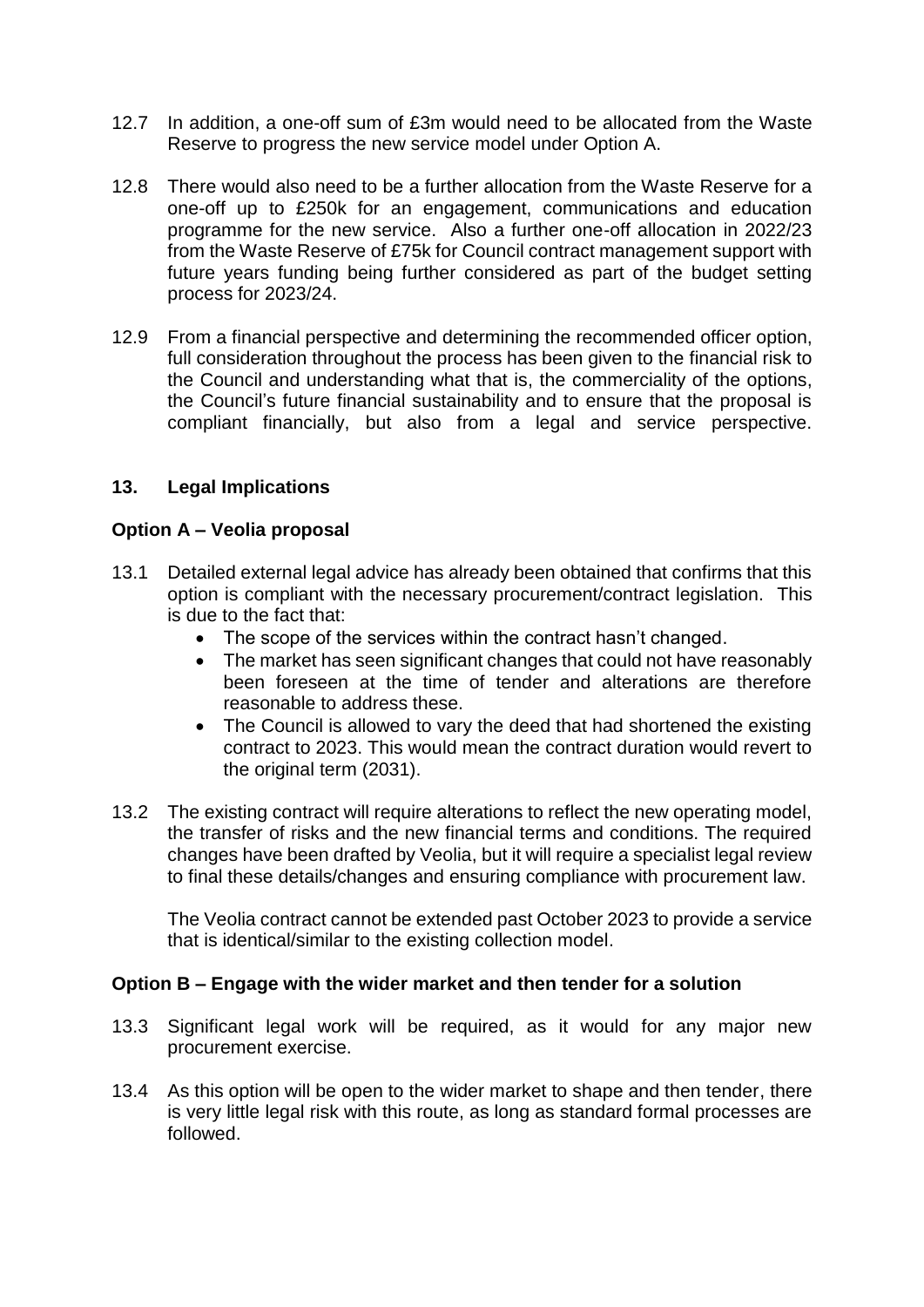12.7 In addition, a one-off sum of £3m would need to be allocated from the Waste Reserve to progress the new service model under Option A.

12.8 There would also need to be a further allocation from the Waste Reserve for a one-off up to £250k for an engagement, communications and education programme for the new service. Also a further one-off allocation in 2022/23 from the Waste Reserve of £75k for Council contract management support with future years funding being further considered as part of the budget setting process for 2023/24.

12.9 From a financial perspective and determining the recommended officer option, full consideration throughout the process has been given to the financial risk to the Council and understanding what that is, the commerciality of the options, the Council's future financial sustainability and to ensure that the proposal is compliant financially, but also from a legal and service perspective.

## 13. Legal Implications

### Option A – Veolia proposal

13.1 Detailed external legal advice has already been obtained that confirms that this option is compliant with the necessary procurement/contract legislation. This is due to the fact that:

- The scope of the services within the contract hasn't changed.
- The market has seen significant changes that could not have reasonably been foreseen at the time of tender and alterations are therefore reasonable to address these.
- The Council is allowed to vary the deed that had shortened the existing contract to 2023. This would mean the contract duration would revert to the original term (2031).

13.2 The existing contract will require alterations to reflect the new operating model, the transfer of risks and the new financial terms and conditions. The required changes have been drafted by Veolia, but it will require a specialist legal review to final these details/changes and ensuring compliance with procurement law.

The Veolia contract cannot be extended past October 2023 to provide a service that is identical/similar to the existing collection model.

### Option B – Engage with the wider market and then tender for a solution

13.3 Significant legal work will be required, as it would for any major new procurement exercise.

13.4 As this option will be open to the wider market to shape and then tender, there is very little legal risk with this route, as long as standard formal processes are followed.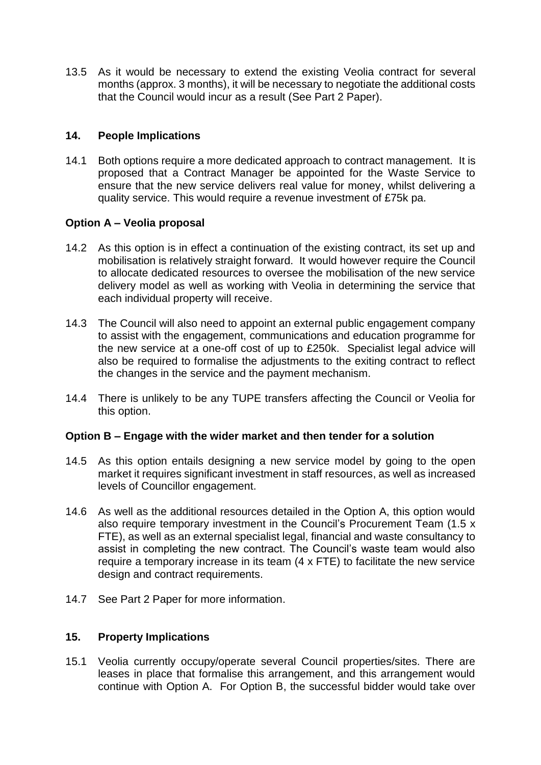13.5 As it would be necessary to extend the existing Veolia contract for several months (approx. 3 months), it will be necessary to negotiate the additional costs that the Council would incur as a result (See Part 2 Paper).

## 14. People Implications

14.1 Both options require a more dedicated approach to contract management. It is proposed that a Contract Manager be appointed for the Waste Service to ensure that the new service delivers real value for money, whilst delivering a quality service. This would require a revenue investment of £75k pa.

### Option A – Veolia proposal

14.2 As this option is in effect a continuation of the existing contract, its set up and mobilisation is relatively straight forward. It would however require the Council to allocate dedicated resources to oversee the mobilisation of the new service delivery model as well as working with Veolia in determining the service that each individual property will receive.

14.3 The Council will also need to appoint an external public engagement company to assist with the engagement, communications and education programme for the new service at a one-off cost of up to £250k. Specialist legal advice will also be required to formalise the adjustments to the exiting contract to reflect the changes in the service and the payment mechanism.

14.4 There is unlikely to be any TUPE transfers affecting the Council or Veolia for this option.

### Option B – Engage with the wider market and then tender for a solution

14.5 As this option entails designing a new service model by going to the open market it requires significant investment in staff resources, as well as increased levels of Councillor engagement.

14.6 As well as the additional resources detailed in the Option A, this option would also require temporary investment in the Council's Procurement Team (1.5 x FTE), as well as an external specialist legal, financial and waste consultancy to assist in completing the new contract. The Council's waste team would also require a temporary increase in its team (4 x FTE) to facilitate the new service design and contract requirements.

14.7 See Part 2 Paper for more information.

## 15. Property Implications

15.1 Veolia currently occupy/operate several Council properties/sites. There are leases in place that formalise this arrangement, and this arrangement would continue with Option A. For Option B, the successful bidder would take over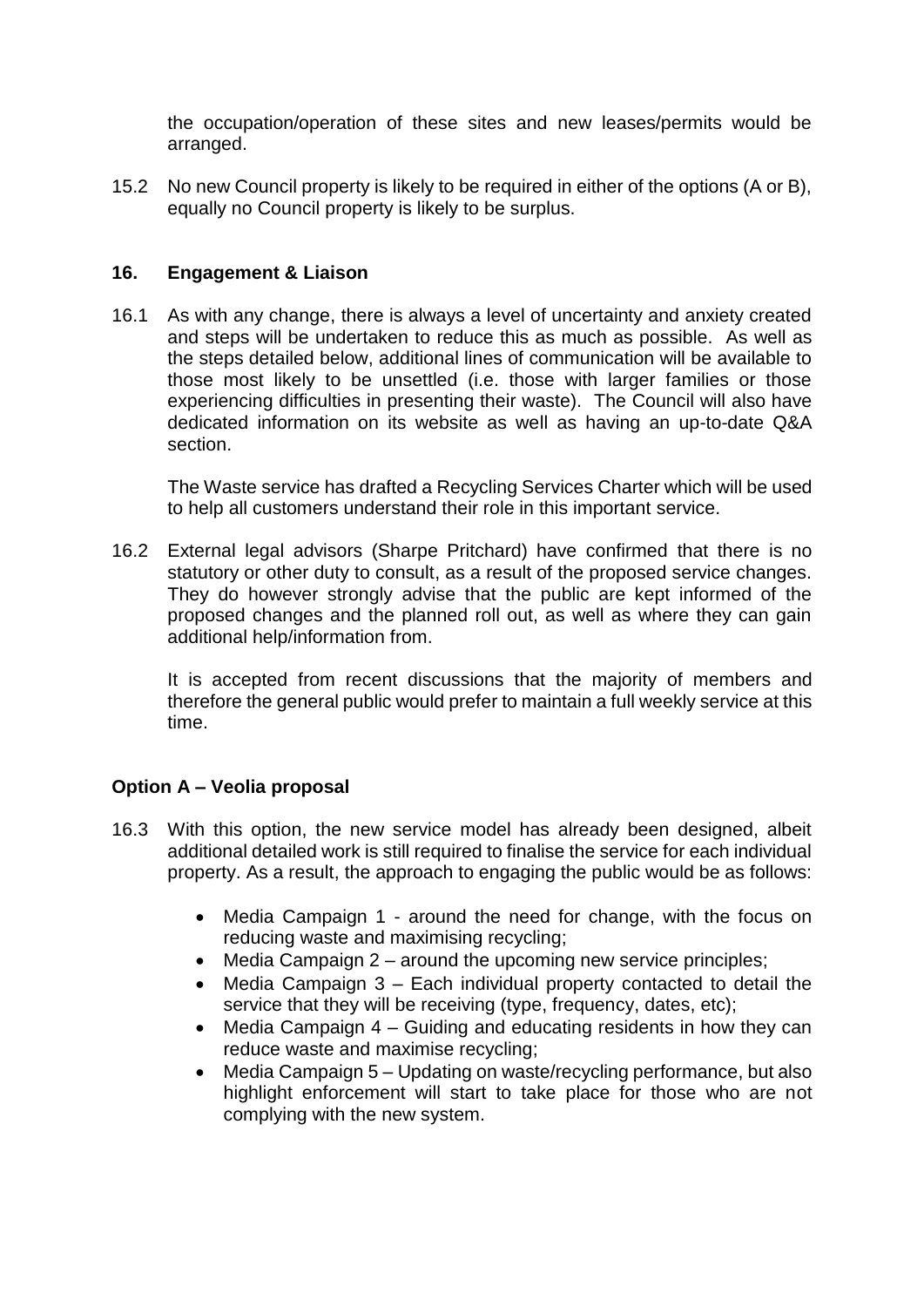the occupation/operation of these sites and new leases/permits would be arranged.

15.2 No new Council property is likely to be required in either of the options (A or B), equally no Council property is likely to be surplus.

## 16. Engagement & Liaison

16.1 As with any change, there is always a level of uncertainty and anxiety created and steps will be undertaken to reduce this as much as possible. As well as the steps detailed below, additional lines of communication will be available to those most likely to be unsettled (i.e. those with larger families or those experiencing difficulties in presenting their waste). The Council will also have dedicated information on its website as well as having an up-to-date Q&A section.

The Waste service has drafted a Recycling Services Charter which will be used to help all customers understand their role in this important service.

16.2 External legal advisors (Sharpe Pritchard) have confirmed that there is no statutory or other duty to consult, as a result of the proposed service changes. They do however strongly advise that the public are kept informed of the proposed changes and the planned roll out, as well as where they can gain additional help/information from.

It is accepted from recent discussions that the majority of members and therefore the general public would prefer to maintain a full weekly service at this time.

### Option A – Veolia proposal

16.3 With this option, the new service model has already been designed, albeit additional detailed work is still required to finalise the service for each individual property. As a result, the approach to engaging the public would be as follows:

- Media Campaign 1 - around the need for change, with the focus on reducing waste and maximising recycling;
- Media Campaign 2 – around the upcoming new service principles;
- Media Campaign 3 – Each individual property contacted to detail the service that they will be receiving (type, frequency, dates, etc);
- Media Campaign 4 – Guiding and educating residents in how they can reduce waste and maximise recycling;
- Media Campaign 5 – Updating on waste/recycling performance, but also highlight enforcement will start to take place for those who are not complying with the new system.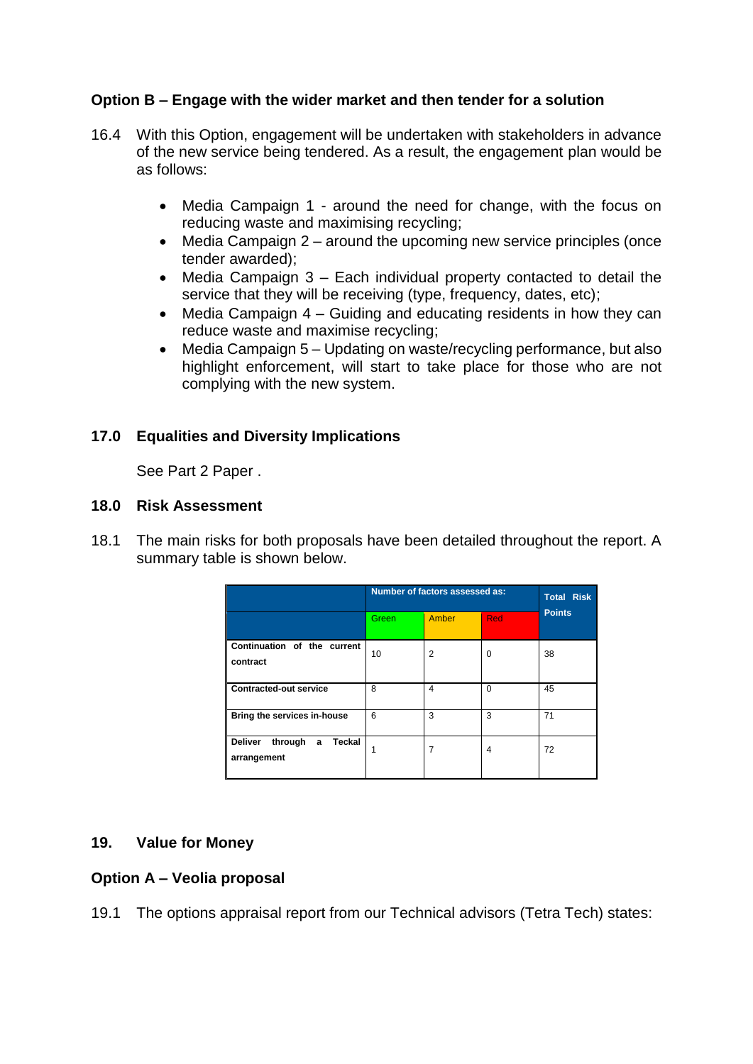**Option B – Engage with the wider market and then tender for a solution**

16.4 With this Option, engagement will be undertaken with stakeholders in advance of the new service being tendered. As a result, the engagement plan would be as follows:

- Media Campaign 1 - around the need for change, with the focus on reducing waste and maximising recycling;
- Media Campaign 2 – around the upcoming new service principles (once tender awarded);
- Media Campaign 3 – Each individual property contacted to detail the service that they will be receiving (type, frequency, dates, etc);
- Media Campaign 4 – Guiding and educating residents in how they can reduce waste and maximise recycling;
- Media Campaign 5 – Updating on waste/recycling performance, but also highlight enforcement, will start to take place for those who are not complying with the new system.

## 17.0 Equalities and Diversity Implications

See Part 2 Paper .

## 18.0 Risk Assessment

18.1 The main risks for both proposals have been detailed throughout the report. A summary table is shown below.

| | Number of factors assessed as: | | | Total Risk Points |
|---|---|---|---|---|
| | Green | Amber | Red | |
| **Continuation of the current contract** | 10 | 2 | 0 | 38 |
| **Contracted-out service** | 8 | 4 | 0 | 45 |
| **Bring the services in-house** | 6 | 3 | 3 | 71 |
| **Deliver through a Teckal arrangement** | 1 | 7 | 4 | 72 |

## 19. Value for Money

**Option A – Veolia proposal**

19.1 The options appraisal report from our Technical advisors (Tetra Tech) states: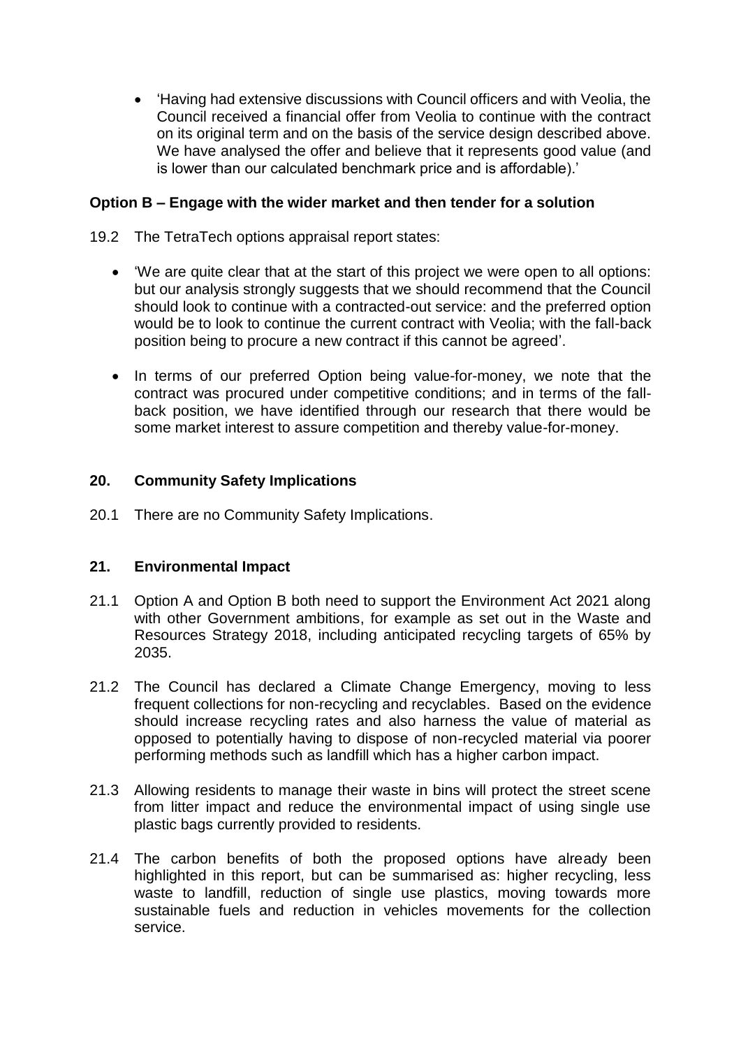- 'Having had extensive discussions with Council officers and with Veolia, the Council received a financial offer from Veolia to continue with the contract on its original term and on the basis of the service design described above. We have analysed the offer and believe that it represents good value (and is lower than our calculated benchmark price and is affordable).'

**Option B – Engage with the wider market and then tender for a solution**

19.2 The TetraTech options appraisal report states:

- 'We are quite clear that at the start of this project we were open to all options: but our analysis strongly suggests that we should recommend that the Council should look to continue with a contracted-out service: and the preferred option would be to look to continue the current contract with Veolia; with the fall-back position being to procure a new contract if this cannot be agreed'.
- In terms of our preferred Option being value-for-money, we note that the contract was procured under competitive conditions; and in terms of the fall-back position, we have identified through our research that there would be some market interest to assure competition and thereby value-for-money.

## 20. Community Safety Implications

20.1 There are no Community Safety Implications.

## 21. Environmental Impact

21.1 Option A and Option B both need to support the Environment Act 2021 along with other Government ambitions, for example as set out in the Waste and Resources Strategy 2018, including anticipated recycling targets of 65% by 2035.

21.2 The Council has declared a Climate Change Emergency, moving to less frequent collections for non-recycling and recyclables. Based on the evidence should increase recycling rates and also harness the value of material as opposed to potentially having to dispose of non-recycled material via poorer performing methods such as landfill which has a higher carbon impact.

21.3 Allowing residents to manage their waste in bins will protect the street scene from litter impact and reduce the environmental impact of using single use plastic bags currently provided to residents.

21.4 The carbon benefits of both the proposed options have already been highlighted in this report, but can be summarised as: higher recycling, less waste to landfill, reduction of single use plastics, moving towards more sustainable fuels and reduction in vehicles movements for the collection service.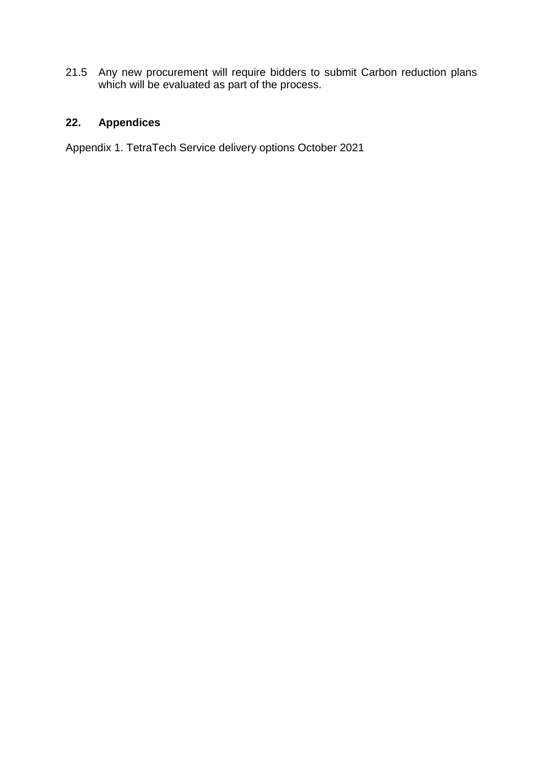21.5 Any new procurement will require bidders to submit Carbon reduction plans which will be evaluated as part of the process.

## 22. Appendices

Appendix 1. TetraTech Service delivery options October 2021